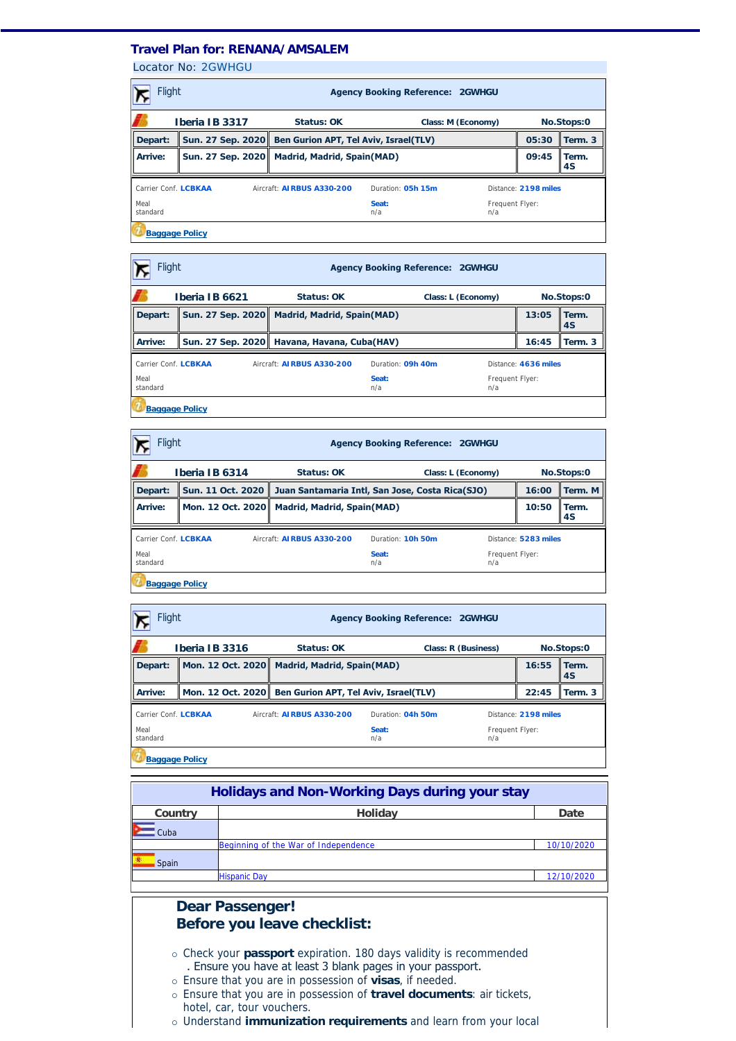## Travel Plan for: RENANA/AMSALEM

Locator No: 2GWHGU

### Flight

**Agency Booking Reference: 2GWHGU**

| **Iberia IB 3317** | **Status: OK** | | **Class: M (Economy)** | | **No.Stops:0** |
|---|---|---|---|---|---|
| **Depart:** | **Sun. 27 Sep. 2020** | **Ben Gurion APT, Tel Aviv, Israel(TLV)** | | **05:30** | **Term. 3** |
| **Arrive:** | **Sun. 27 Sep. 2020** | **Madrid, Madrid, Spain(MAD)** | | **09:45** | **Term. 4S** |

| Carrier Conf. **LCBKAA** | Aircraft: **AIRBUS A330-200** | Duration: **05h 15m** | Distance: **2198 miles** |
|---|---|---|---|
| Meal standard | | **Seat:** n/a | Frequent Flyer: n/a |

Baggage Policy

### Flight

**Agency Booking Reference: 2GWHGU**

| **Iberia IB 6621** | **Status: OK** | | **Class: L (Economy)** | | **No.Stops:0** |
|---|---|---|---|---|---|
| **Depart:** | **Sun. 27 Sep. 2020** | **Madrid, Madrid, Spain(MAD)** | | **13:05** | **Term. 4S** |
| **Arrive:** | **Sun. 27 Sep. 2020** | **Havana, Havana, Cuba(HAV)** | | **16:45** | **Term. 3** |

| Carrier Conf. **LCBKAA** | Aircraft: **AIRBUS A330-200** | Duration: **09h 40m** | Distance: **4636 miles** |
|---|---|---|---|
| Meal standard | | **Seat:** n/a | Frequent Flyer: n/a |

Baggage Policy

### Flight

**Agency Booking Reference: 2GWHGU**

| **Iberia IB 6314** | **Status: OK** | | **Class: L (Economy)** | | **No.Stops:0** |
|---|---|---|---|---|---|
| **Depart:** | **Sun. 11 Oct. 2020** | **Juan Santamaria Intl, San Jose, Costa Rica(SJO)** | | **16:00** | **Term. M** |
| **Arrive:** | **Mon. 12 Oct. 2020** | **Madrid, Madrid, Spain(MAD)** | | **10:50** | **Term. 4S** |

| Carrier Conf. **LCBKAA** | Aircraft: **AIRBUS A330-200** | Duration: **10h 50m** | Distance: **5283 miles** |
|---|---|---|---|
| Meal standard | | **Seat:** n/a | Frequent Flyer: n/a |

Baggage Policy

### Flight

**Agency Booking Reference: 2GWHGU**

| **Iberia IB 3316** | **Status: OK** | | **Class: R (Business)** | | **No.Stops:0** |
|---|---|---|---|---|---|
| **Depart:** | **Mon. 12 Oct. 2020** | **Madrid, Madrid, Spain(MAD)** | | **16:55** | **Term. 4S** |
| **Arrive:** | **Mon. 12 Oct. 2020** | **Ben Gurion APT, Tel Aviv, Israel(TLV)** | | **22:45** | **Term. 3** |

| Carrier Conf. **LCBKAA** | Aircraft: **AIRBUS A330-200** | Duration: **04h 50m** | Distance: **2198 miles** |
|---|---|---|---|
| Meal standard | | **Seat:** n/a | Frequent Flyer: n/a |

Baggage Policy

## Holidays and Non-Working Days during your stay

| Country | Holiday | Date |
|---|---|---|
| Cuba | | |
| | Beginning of the War of Independence | 10/10/2020 |
| Spain | | |
| | Hispanic Day | 12/10/2020 |

## Dear Passenger!
## Before you leave checklist:

- Check your **passport** expiration. 180 days validity is recommended . Ensure you have at least 3 blank pages in your passport.
- Ensure that you are in possession of **visas**, if needed.
- Ensure that you are in possession of **travel documents**: air tickets, hotel, car, tour vouchers.
- Understand **immunization requirements** and learn from your local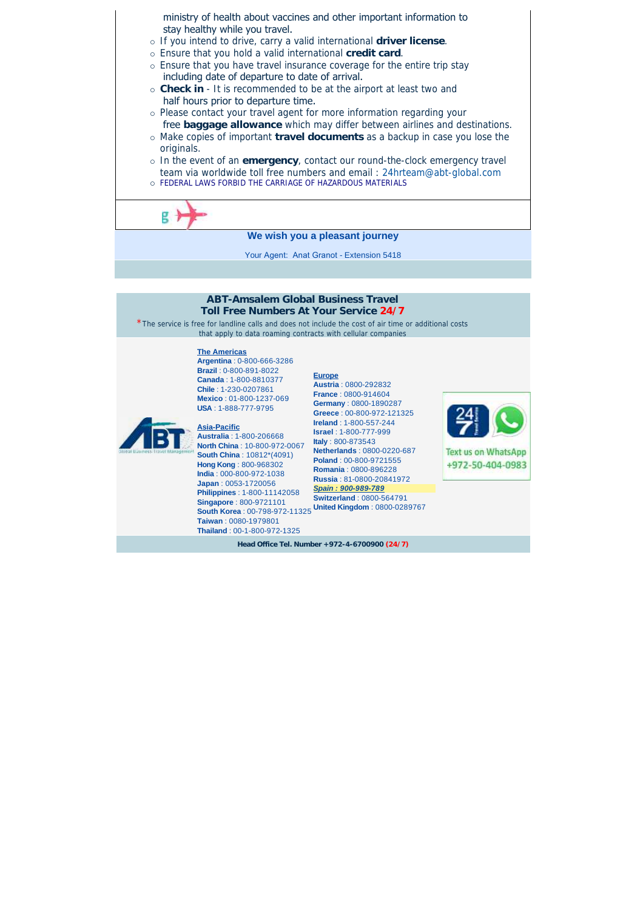ministry of health about vaccines and other important information to stay healthy while you travel.

- If you intend to drive, carry a valid international **driver license**.
- Ensure that you hold a valid international **credit card**.
- Ensure that you have travel insurance coverage for the entire trip stay including date of departure to date of arrival.
- **Check in** - It is recommended to be at the airport at least two and half hours prior to departure time.
- Please contact your travel agent for more information regarding your free **baggage allowance** which may differ between airlines and destinations.
- Make copies of important **travel documents** as a backup in case you lose the originals.
- In the event of an **emergency**, contact our round-the-clock emergency travel team via worldwide toll free numbers and email : 24hrteam@abt-global.com
- FEDERAL LAWS FORBID THE CARRIAGE OF HAZARDOUS MATERIALS

**We wish you a pleasant journey**

Your Agent: Anat Granot - Extension 5418

## ABT-Amsalem Global Business Travel
## Toll Free Numbers At Your Service 24/7

*The service is free for landline calls and does not include the cost of air time or additional costs that apply to data roaming contracts with cellular companies

**The Americas**
**Argentina** : 0-800-666-3286
**Brazil** : 0-800-891-8022
**Canada** : 1-800-8810377
**Chile** : 1-230-0207861
**Mexico** : 01-800-1237-069
**USA** : 1-888-777-9795

**Asia-Pacific**
**Australia** : 1-800-206668
**North China** : 10-800-972-0067
**South China** : 10812*(4091)
**Hong Kong** : 800-968302
**India** : 000-800-972-1038
**Japan** : 0053-1720056
**Philippines** : 1-800-11142058
**Singapore** : 800-9721101
**South Korea** : 00-798-972-11325
**Taiwan** : 0080-1979801
**Thailand** : 00-1-800-972-1325

**Europe**
**Austria** : 0800-292832
**France** : 0800-914604
**Germany** : 0800-1890287
**Greece** : 00-800-972-121325
**Ireland** : 1-800-557-244
**Israel** : 1-800-777-999
**Italy** : 800-873543
**Netherlands** : 0800-0220-687
**Poland** : 00-800-9721555
**Romania** : 0800-896228
**Russia** : 81-0800-20841972
***Spain : 900-989-789***
**Switzerland** : 0800-564791
**United Kingdom** : 0800-0289767

24/7 Text us on WhatsApp +972-50-404-0983

**Head Office Tel. Number +972-4-6700900 (24/7)**